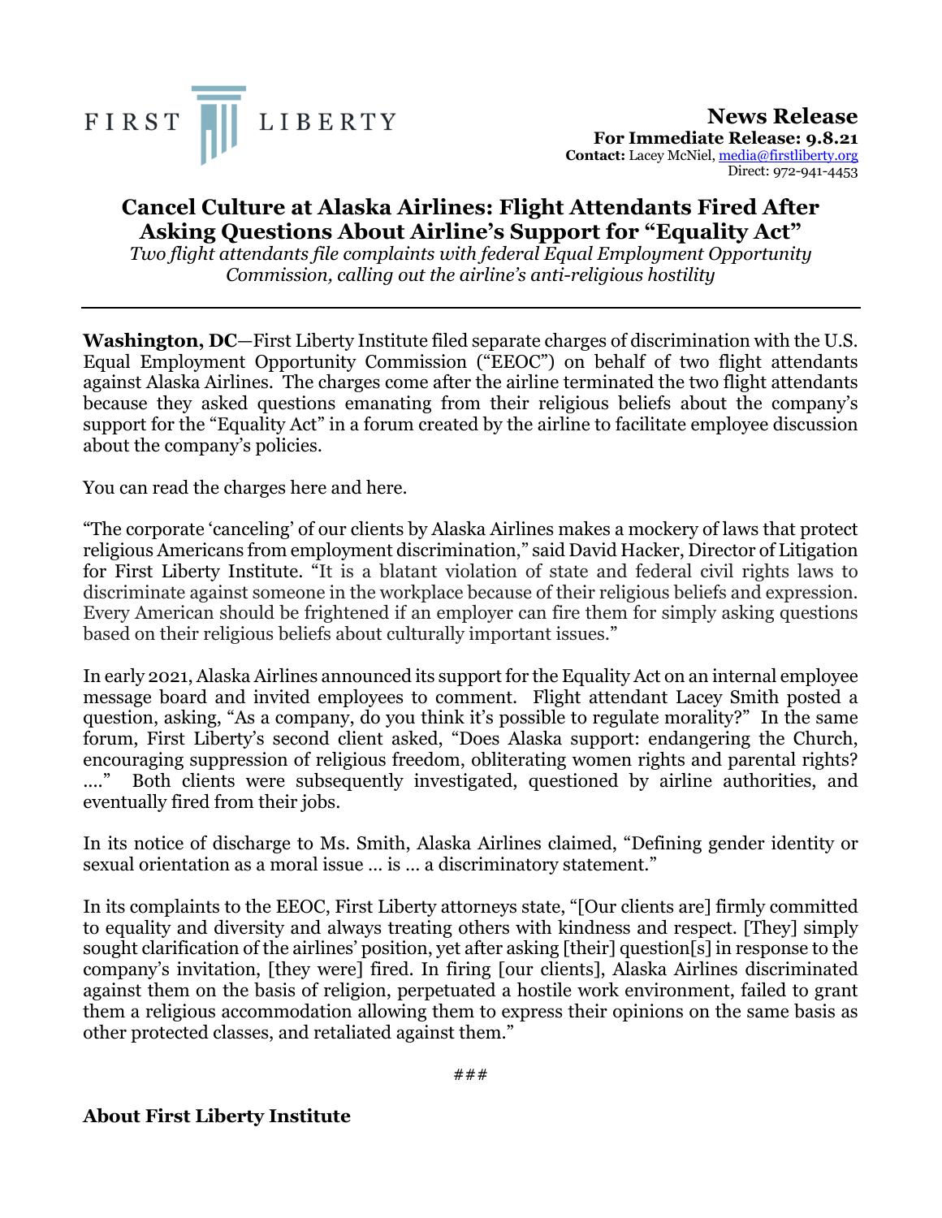FIRST LIBERTY

**News Release**
**For Immediate Release: 9.8.21**
**Contact:** Lacey McNiel, media@firstliberty.org
Direct: 972-941-4453

# Cancel Culture at Alaska Airlines: Flight Attendants Fired After Asking Questions About Airline's Support for "Equality Act"

*Two flight attendants file complaints with federal Equal Employment Opportunity Commission, calling out the airline's anti-religious hostility*

---

**Washington, DC**—First Liberty Institute filed separate charges of discrimination with the U.S. Equal Employment Opportunity Commission ("EEOC") on behalf of two flight attendants against Alaska Airlines. The charges come after the airline terminated the two flight attendants because they asked questions emanating from their religious beliefs about the company's support for the "Equality Act" in a forum created by the airline to facilitate employee discussion about the company's policies.

You can read the charges here and here.

"The corporate 'canceling' of our clients by Alaska Airlines makes a mockery of laws that protect religious Americans from employment discrimination," said David Hacker, Director of Litigation for First Liberty Institute. "It is a blatant violation of state and federal civil rights laws to discriminate against someone in the workplace because of their religious beliefs and expression. Every American should be frightened if an employer can fire them for simply asking questions based on their religious beliefs about culturally important issues."

In early 2021, Alaska Airlines announced its support for the Equality Act on an internal employee message board and invited employees to comment. Flight attendant Lacey Smith posted a question, asking, "As a company, do you think it's possible to regulate morality?" In the same forum, First Liberty's second client asked, "Does Alaska support: endangering the Church, encouraging suppression of religious freedom, obliterating women rights and parental rights? ...." Both clients were subsequently investigated, questioned by airline authorities, and eventually fired from their jobs.

In its notice of discharge to Ms. Smith, Alaska Airlines claimed, "Defining gender identity or sexual orientation as a moral issue … is … a discriminatory statement."

In its complaints to the EEOC, First Liberty attorneys state, "[Our clients are] firmly committed to equality and diversity and always treating others with kindness and respect. [They] simply sought clarification of the airlines' position, yet after asking [their] question[s] in response to the company's invitation, [they were] fired. In firing [our clients], Alaska Airlines discriminated against them on the basis of religion, perpetuated a hostile work environment, failed to grant them a religious accommodation allowing them to express their opinions on the same basis as other protected classes, and retaliated against them."

###

## About First Liberty Institute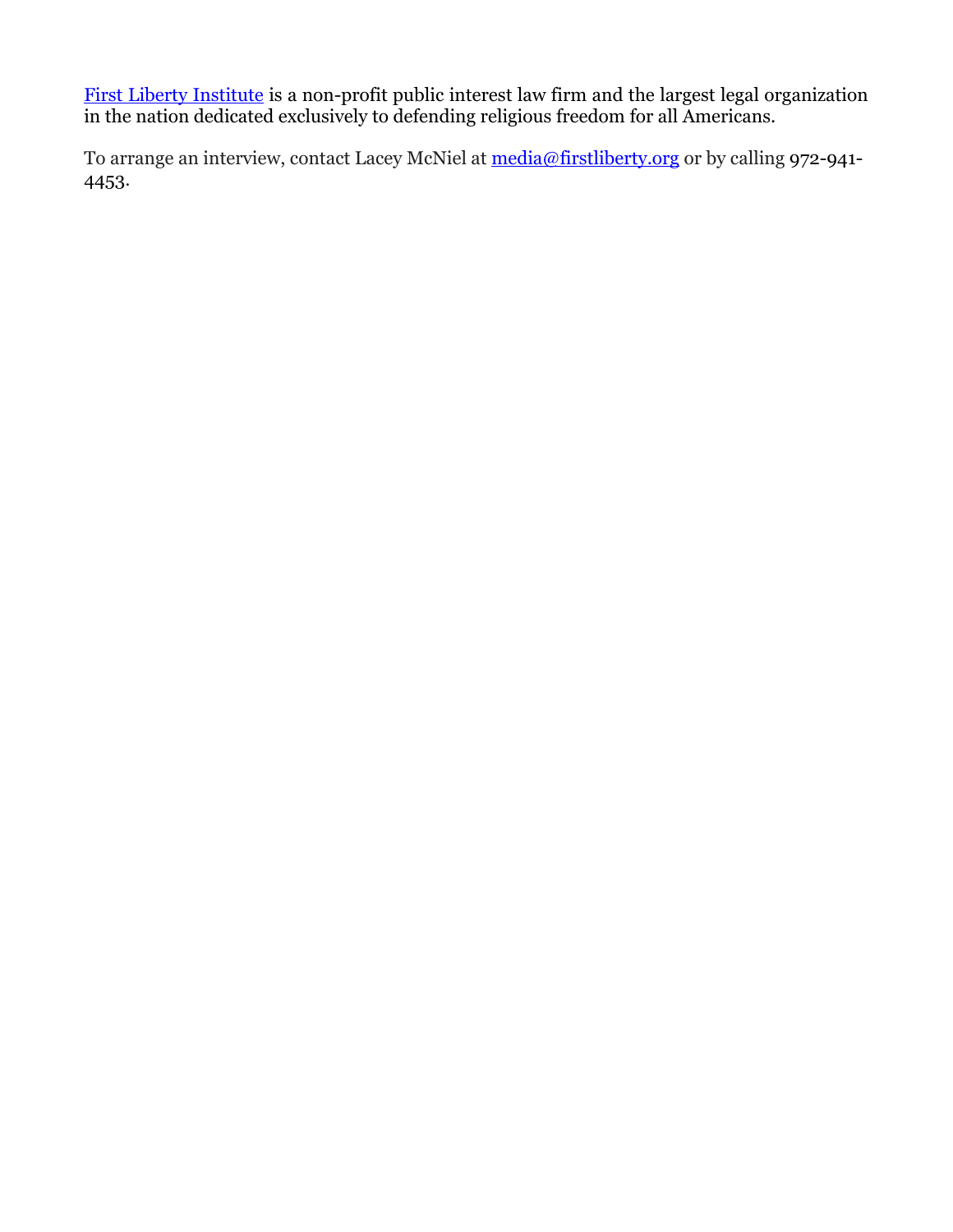[First Liberty Institute](https://firstliberty.org) is a non-profit public interest law firm and the largest legal organization in the nation dedicated exclusively to defending religious freedom for all Americans.

To arrange an interview, contact Lacey McNiel at [media@firstliberty.org](mailto:media@firstliberty.org) or by calling 972-941-4453.